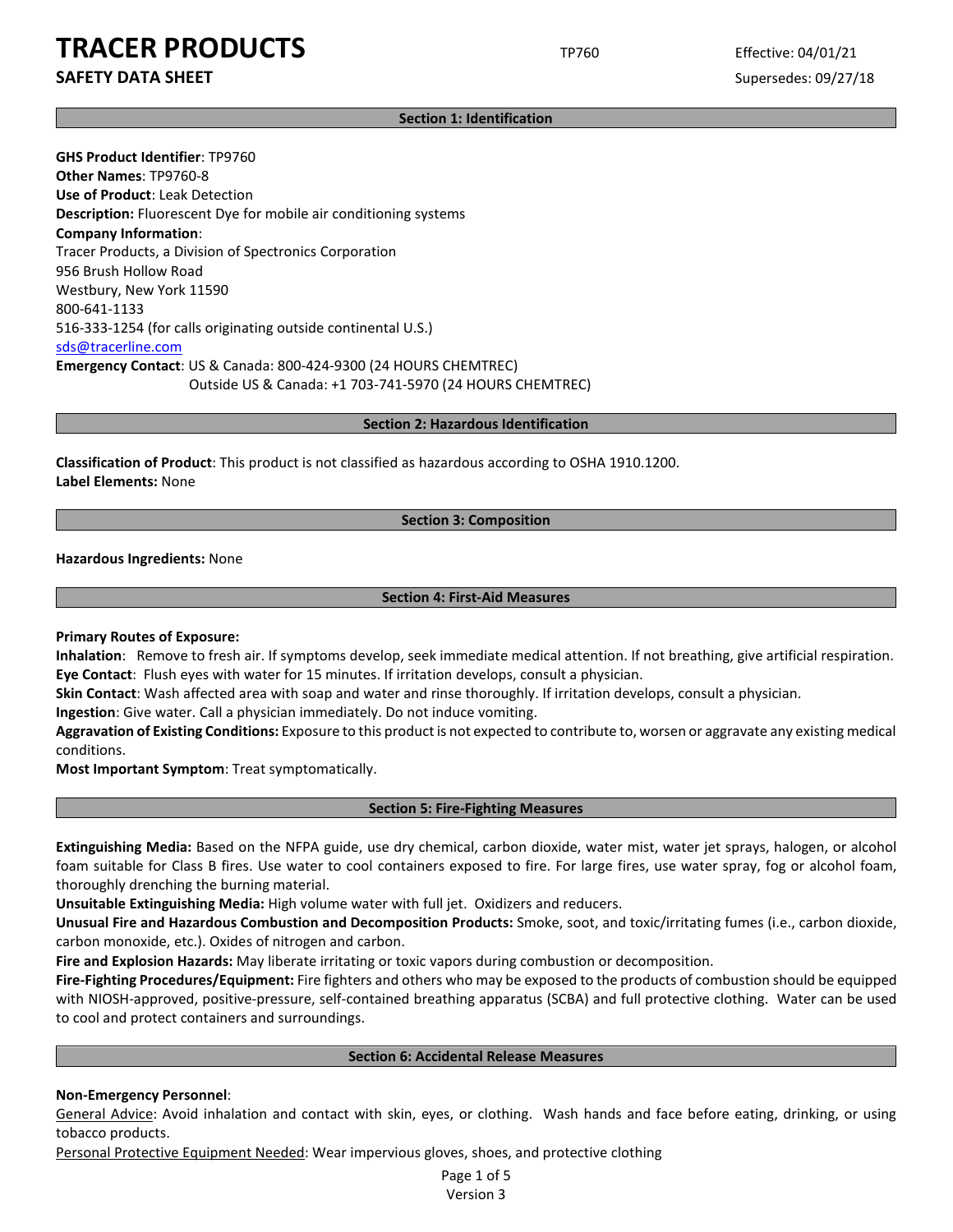# TRACER PRODUCTS

**SAFETY DATA SHEET**

TP760

Effective: 04/01/21

Supersedes: 09/27/18

## Section 1: Identification

**GHS Product Identifier**: TP9760
**Other Names**: TP9760-8
**Use of Product**: Leak Detection
**Description:** Fluorescent Dye for mobile air conditioning systems
**Company Information**:
Tracer Products, a Division of Spectronics Corporation
956 Brush Hollow Road
Westbury, New York 11590
800-641-1133
516-333-1254 (for calls originating outside continental U.S.)
sds@tracerline.com
**Emergency Contact**: US & Canada: 800-424-9300 (24 HOURS CHEMTREC)
Outside US & Canada: +1 703-741-5970 (24 HOURS CHEMTREC)

## Section 2: Hazardous Identification

**Classification of Product**: This product is not classified as hazardous according to OSHA 1910.1200.
**Label Elements:** None

## Section 3: Composition

**Hazardous Ingredients:** None

## Section 4: First-Aid Measures

**Primary Routes of Exposure:**
**Inhalation**: Remove to fresh air. If symptoms develop, seek immediate medical attention. If not breathing, give artificial respiration.
**Eye Contact**: Flush eyes with water for 15 minutes. If irritation develops, consult a physician.
**Skin Contact**: Wash affected area with soap and water and rinse thoroughly. If irritation develops, consult a physician.
**Ingestion**: Give water. Call a physician immediately. Do not induce vomiting.
**Aggravation of Existing Conditions:** Exposure to this product is not expected to contribute to, worsen or aggravate any existing medical conditions.
**Most Important Symptom**: Treat symptomatically.

## Section 5: Fire-Fighting Measures

**Extinguishing Media:** Based on the NFPA guide, use dry chemical, carbon dioxide, water mist, water jet sprays, halogen, or alcohol foam suitable for Class B fires. Use water to cool containers exposed to fire. For large fires, use water spray, fog or alcohol foam, thoroughly drenching the burning material.
**Unsuitable Extinguishing Media:** High volume water with full jet. Oxidizers and reducers.
**Unusual Fire and Hazardous Combustion and Decomposition Products:** Smoke, soot, and toxic/irritating fumes (i.e., carbon dioxide, carbon monoxide, etc.). Oxides of nitrogen and carbon.
**Fire and Explosion Hazards:** May liberate irritating or toxic vapors during combustion or decomposition.
**Fire-Fighting Procedures/Equipment:** Fire fighters and others who may be exposed to the products of combustion should be equipped with NIOSH-approved, positive-pressure, self-contained breathing apparatus (SCBA) and full protective clothing. Water can be used to cool and protect containers and surroundings.

## Section 6: Accidental Release Measures

**Non-Emergency Personnel**:
General Advice: Avoid inhalation and contact with skin, eyes, or clothing. Wash hands and face before eating, drinking, or using tobacco products.
Personal Protective Equipment Needed: Wear impervious gloves, shoes, and protective clothing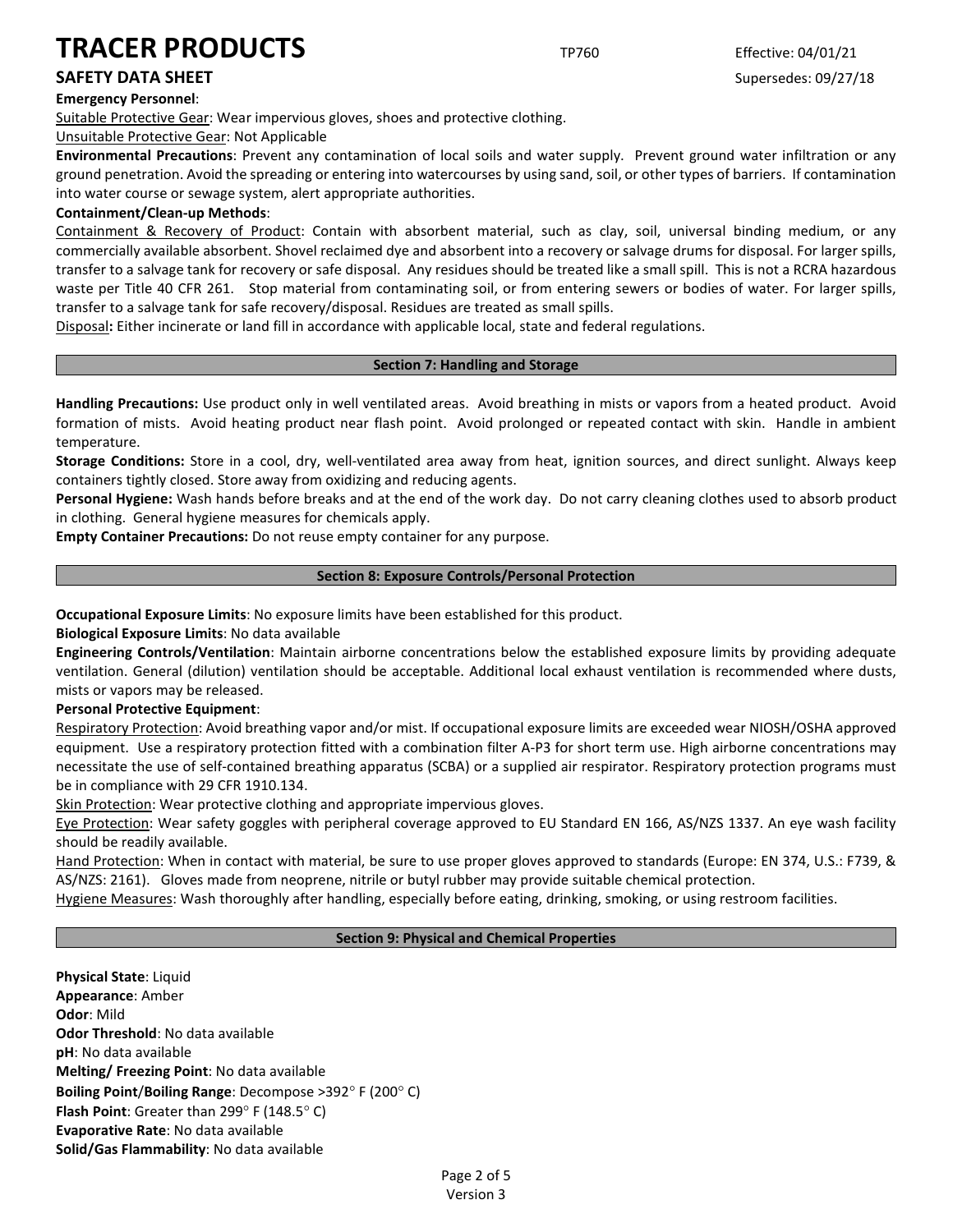**Emergency Personnel**:

Suitable Protective Gear: Wear impervious gloves, shoes and protective clothing.

Unsuitable Protective Gear: Not Applicable

**Environmental Precautions**: Prevent any contamination of local soils and water supply. Prevent ground water infiltration or any ground penetration. Avoid the spreading or entering into watercourses by using sand, soil, or other types of barriers. If contamination into water course or sewage system, alert appropriate authorities.

**Containment/Clean-up Methods**:

Containment & Recovery of Product: Contain with absorbent material, such as clay, soil, universal binding medium, or any commercially available absorbent. Shovel reclaimed dye and absorbent into a recovery or salvage drums for disposal. For larger spills, transfer to a salvage tank for recovery or safe disposal. Any residues should be treated like a small spill. This is not a RCRA hazardous waste per Title 40 CFR 261. Stop material from contaminating soil, or from entering sewers or bodies of water. For larger spills, transfer to a salvage tank for safe recovery/disposal. Residues are treated as small spills.

Disposal**:** Either incinerate or land fill in accordance with applicable local, state and federal regulations.

## Section 7: Handling and Storage

**Handling Precautions:** Use product only in well ventilated areas. Avoid breathing in mists or vapors from a heated product. Avoid formation of mists. Avoid heating product near flash point. Avoid prolonged or repeated contact with skin. Handle in ambient temperature.

**Storage Conditions:** Store in a cool, dry, well-ventilated area away from heat, ignition sources, and direct sunlight. Always keep containers tightly closed. Store away from oxidizing and reducing agents.

**Personal Hygiene:** Wash hands before breaks and at the end of the work day. Do not carry cleaning clothes used to absorb product in clothing. General hygiene measures for chemicals apply.

**Empty Container Precautions:** Do not reuse empty container for any purpose.

## Section 8: Exposure Controls/Personal Protection

**Occupational Exposure Limits**: No exposure limits have been established for this product.

**Biological Exposure Limits**: No data available

**Engineering Controls/Ventilation**: Maintain airborne concentrations below the established exposure limits by providing adequate ventilation. General (dilution) ventilation should be acceptable. Additional local exhaust ventilation is recommended where dusts, mists or vapors may be released.

**Personal Protective Equipment**:

Respiratory Protection: Avoid breathing vapor and/or mist. If occupational exposure limits are exceeded wear NIOSH/OSHA approved equipment. Use a respiratory protection fitted with a combination filter A-P3 for short term use. High airborne concentrations may necessitate the use of self-contained breathing apparatus (SCBA) or a supplied air respirator. Respiratory protection programs must be in compliance with 29 CFR 1910.134.

Skin Protection: Wear protective clothing and appropriate impervious gloves.

Eye Protection: Wear safety goggles with peripheral coverage approved to EU Standard EN 166, AS/NZS 1337. An eye wash facility should be readily available.

Hand Protection: When in contact with material, be sure to use proper gloves approved to standards (Europe: EN 374, U.S.: F739, & AS/NZS: 2161). Gloves made from neoprene, nitrile or butyl rubber may provide suitable chemical protection.

Hygiene Measures: Wash thoroughly after handling, especially before eating, drinking, smoking, or using restroom facilities.

## Section 9: Physical and Chemical Properties

**Physical State**: Liquid

**Appearance**: Amber

**Odor**: Mild

**Odor Threshold**: No data available

**pH**: No data available

**Melting/ Freezing Point**: No data available

**Boiling Point**/**Boiling Range**: Decompose >392° F (200° C)

**Flash Point**: Greater than 299° F (148.5° C)

**Evaporative Rate**: No data available

**Solid/Gas Flammability**: No data available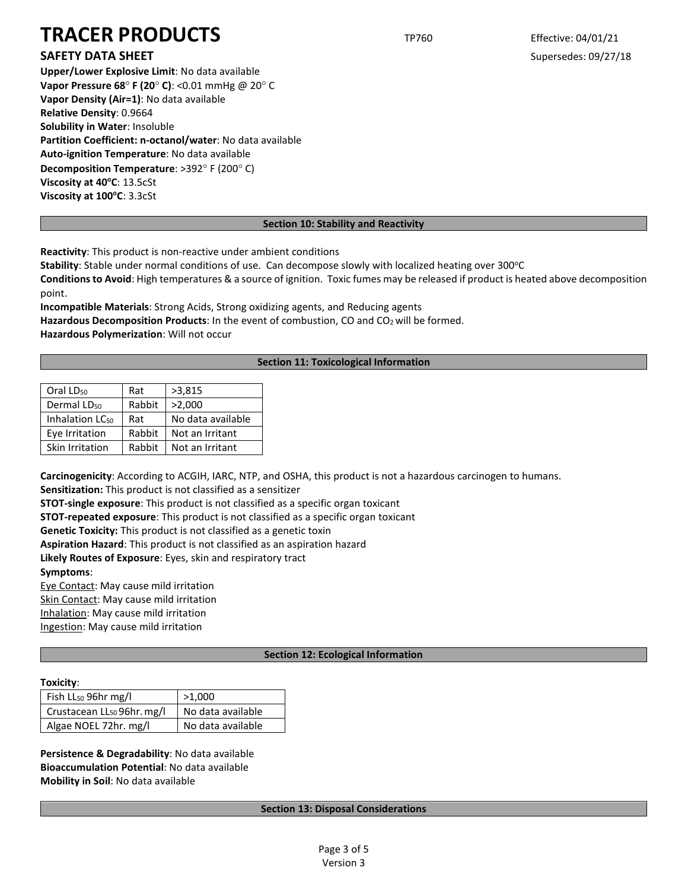**Upper/Lower Explosive Limit**: No data available
**Vapor Pressure 68° F (20° C)**: <0.01 mmHg @ 20° C
**Vapor Density (Air=1)**: No data available
**Relative Density**: 0.9664
**Solubility in Water**: Insoluble
**Partition Coefficient: n-octanol/water**: No data available
**Auto-ignition Temperature**: No data available
**Decomposition Temperature**: >392° F (200° C)
**Viscosity at 40°C**: 13.5cSt
**Viscosity at 100°C**: 3.3cSt

## Section 10: Stability and Reactivity

**Reactivity**: This product is non-reactive under ambient conditions
**Stability**: Stable under normal conditions of use. Can decompose slowly with localized heating over 300°C
**Conditions to Avoid**: High temperatures & a source of ignition. Toxic fumes may be released if product is heated above decomposition point.
**Incompatible Materials**: Strong Acids, Strong oxidizing agents, and Reducing agents
**Hazardous Decomposition Products**: In the event of combustion, CO and $CO_2$ will be formed.
**Hazardous Polymerization**: Will not occur

## Section 11: Toxicological Information

| Test | Species | Result |
|---|---|---|
| Oral $LD_{50}$ | Rat | >3,815 |
| Dermal $LD_{50}$ | Rabbit | >2,000 |
| Inhalation $LC_{50}$ | Rat | No data available |
| Eye Irritation | Rabbit | Not an Irritant |
| Skin Irritation | Rabbit | Not an Irritant |

**Carcinogenicity**: According to ACGIH, IARC, NTP, and OSHA, this product is not a hazardous carcinogen to humans.
**Sensitization:** This product is not classified as a sensitizer
**STOT-single exposure**: This product is not classified as a specific organ toxicant
**STOT-repeated exposure**: This product is not classified as a specific organ toxicant
**Genetic Toxicity:** This product is not classified as a genetic toxin
**Aspiration Hazard**: This product is not classified as an aspiration hazard
**Likely Routes of Exposure**: Eyes, skin and respiratory tract
**Symptoms**:
Eye Contact: May cause mild irritation
Skin Contact: May cause mild irritation
Inhalation: May cause mild irritation
Ingestion: May cause mild irritation

## Section 12: Ecological Information

**Toxicity**:

| Test | Result |
|---|---|
| Fish $LL_{50}$ 96hr mg/l | >1,000 |
| Crustacean $LL_{50}$ 96hr. mg/l | No data available |
| Algae NOEL 72hr. mg/l | No data available |

**Persistence & Degradability**: No data available
**Bioaccumulation Potential**: No data available
**Mobility in Soil**: No data available

## Section 13: Disposal Considerations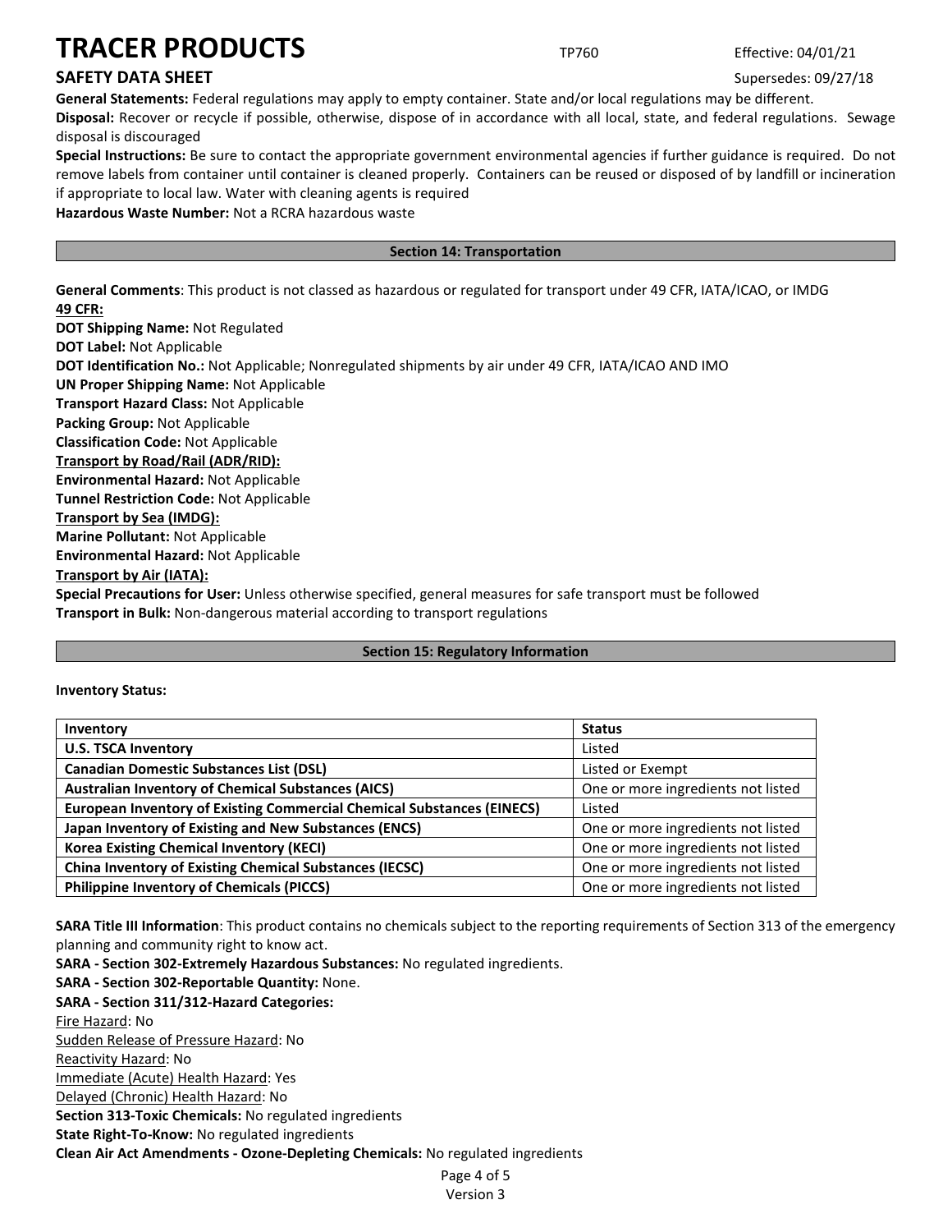**General Statements:** Federal regulations may apply to empty container. State and/or local regulations may be different.

**Disposal:** Recover or recycle if possible, otherwise, dispose of in accordance with all local, state, and federal regulations. Sewage disposal is discouraged

**Special Instructions:** Be sure to contact the appropriate government environmental agencies if further guidance is required. Do not remove labels from container until container is cleaned properly. Containers can be reused or disposed of by landfill or incineration if appropriate to local law. Water with cleaning agents is required

**Hazardous Waste Number:** Not a RCRA hazardous waste

## Section 14: Transportation

**General Comments**: This product is not classed as hazardous or regulated for transport under 49 CFR, IATA/ICAO, or IMDG

**49 CFR:**

**DOT Shipping Name:** Not Regulated
**DOT Label:** Not Applicable
**DOT Identification No.:** Not Applicable; Nonregulated shipments by air under 49 CFR, IATA/ICAO AND IMO
**UN Proper Shipping Name:** Not Applicable
**Transport Hazard Class:** Not Applicable
**Packing Group:** Not Applicable
**Classification Code:** Not Applicable

**Transport by Road/Rail (ADR/RID):**

**Environmental Hazard:** Not Applicable
**Tunnel Restriction Code:** Not Applicable

**Transport by Sea (IMDG):**

**Marine Pollutant:** Not Applicable
**Environmental Hazard:** Not Applicable

**Transport by Air (IATA):**

**Special Precautions for User:** Unless otherwise specified, general measures for safe transport must be followed
**Transport in Bulk:** Non-dangerous material according to transport regulations

## Section 15: Regulatory Information

**Inventory Status:**

| Inventory | Status |
|---|---|
| **U.S. TSCA Inventory** | Listed |
| **Canadian Domestic Substances List (DSL)** | Listed or Exempt |
| **Australian Inventory of Chemical Substances (AICS)** | One or more ingredients not listed |
| **European Inventory of Existing Commercial Chemical Substances (EINECS)** | Listed |
| **Japan Inventory of Existing and New Substances (ENCS)** | One or more ingredients not listed |
| **Korea Existing Chemical Inventory (KECI)** | One or more ingredients not listed |
| **China Inventory of Existing Chemical Substances (IECSC)** | One or more ingredients not listed |
| **Philippine Inventory of Chemicals (PICCS)** | One or more ingredients not listed |

**SARA Title III Information**: This product contains no chemicals subject to the reporting requirements of Section 313 of the emergency planning and community right to know act.

**SARA - Section 302-Extremely Hazardous Substances:** No regulated ingredients.
**SARA - Section 302-Reportable Quantity:** None.
**SARA - Section 311/312-Hazard Categories:**

Fire Hazard: No
Sudden Release of Pressure Hazard: No
Reactivity Hazard: No
Immediate (Acute) Health Hazard: Yes
Delayed (Chronic) Health Hazard: No

**Section 313-Toxic Chemicals:** No regulated ingredients
**State Right-To-Know:** No regulated ingredients
**Clean Air Act Amendments - Ozone-Depleting Chemicals:** No regulated ingredients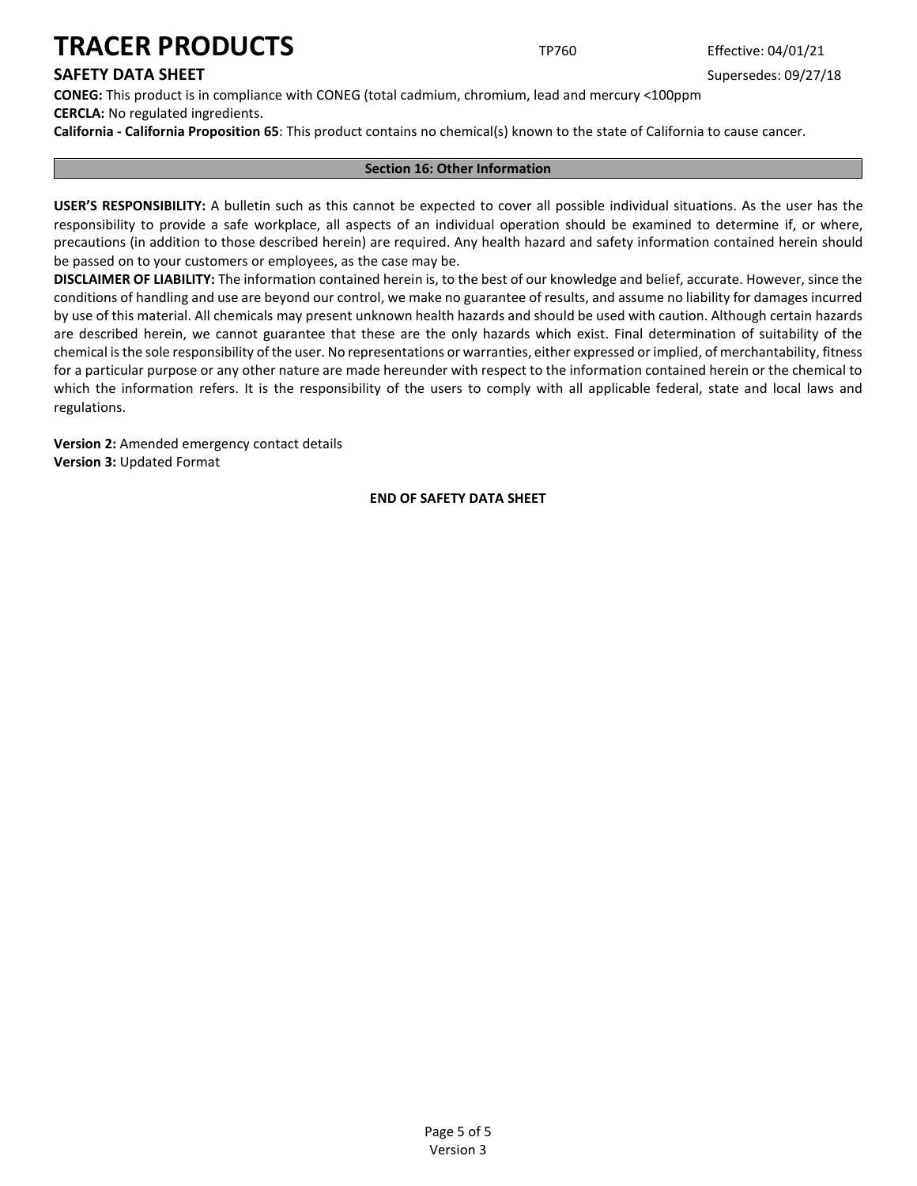**CONEG:** This product is in compliance with CONEG (total cadmium, chromium, lead and mercury <100ppm

**CERCLA:** No regulated ingredients.

**California - California Proposition 65**: This product contains no chemical(s) known to the state of California to cause cancer.

## Section 16: Other Information

**USER'S RESPONSIBILITY:** A bulletin such as this cannot be expected to cover all possible individual situations. As the user has the responsibility to provide a safe workplace, all aspects of an individual operation should be examined to determine if, or where, precautions (in addition to those described herein) are required. Any health hazard and safety information contained herein should be passed on to your customers or employees, as the case may be.

**DISCLAIMER OF LIABILITY:** The information contained herein is, to the best of our knowledge and belief, accurate. However, since the conditions of handling and use are beyond our control, we make no guarantee of results, and assume no liability for damages incurred by use of this material. All chemicals may present unknown health hazards and should be used with caution. Although certain hazards are described herein, we cannot guarantee that these are the only hazards which exist. Final determination of suitability of the chemical is the sole responsibility of the user. No representations or warranties, either expressed or implied, of merchantability, fitness for a particular purpose or any other nature are made hereunder with respect to the information contained herein or the chemical to which the information refers. It is the responsibility of the users to comply with all applicable federal, state and local laws and regulations.

**Version 2:** Amended emergency contact details

**Version 3:** Updated Format

**END OF SAFETY DATA SHEET**